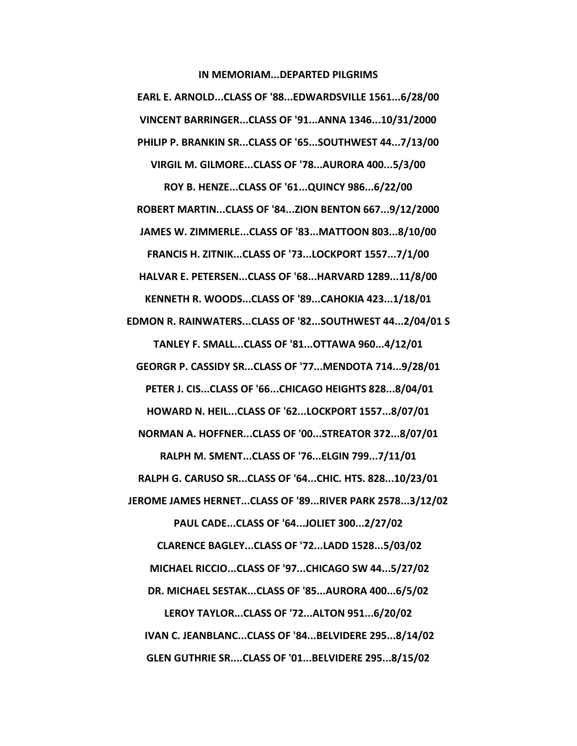**IN MEMORIAM...DEPARTED PILGRIMS**

**EARL E. ARNOLD...CLASS OF '88...EDWARDSVILLE 1561...6/28/00**

**VINCENT BARRINGER...CLASS OF '91...ANNA 1346...10/31/2000**

**PHILIP P. BRANKIN SR...CLASS OF '65...SOUTHWEST 44...7/13/00**

**VIRGIL M. GILMORE...CLASS OF '78...AURORA 400...5/3/00**

**ROY B. HENZE...CLASS OF '61...QUINCY 986...6/22/00**

**ROBERT MARTIN...CLASS OF '84...ZION BENTON 667...9/12/2000**

**JAMES W. ZIMMERLE...CLASS OF '83...MATTOON 803...8/10/00**

**FRANCIS H. ZITNIK...CLASS OF '73...LOCKPORT 1557...7/1/00**

**HALVAR E. PETERSEN...CLASS OF '68...HARVARD 1289...11/8/00**

**KENNETH R. WOODS...CLASS OF '89...CAHOKIA 423...1/18/01**

**EDMON R. RAINWATERS...CLASS OF '82...SOUTHWEST 44...2/04/01 S**

**TANLEY F. SMALL...CLASS OF '81...OTTAWA 960...4/12/01**

**GEORGR P. CASSIDY SR...CLASS OF '77...MENDOTA 714...9/28/01**

**PETER J. CIS...CLASS OF '66...CHICAGO HEIGHTS 828...8/04/01**

**HOWARD N. HEIL...CLASS OF '62...LOCKPORT 1557...8/07/01**

**NORMAN A. HOFFNER...CLASS OF '00...STREATOR 372...8/07/01**

**RALPH M. SMENT...CLASS OF '76...ELGIN 799...7/11/01**

**RALPH G. CARUSO SR...CLASS OF '64...CHIC. HTS. 828...10/23/01**

**JEROME JAMES HERNET...CLASS OF '89...RIVER PARK 2578...3/12/02**

**PAUL CADE...CLASS OF '64...JOLIET 300...2/27/02**

**CLARENCE BAGLEY...CLASS OF '72...LADD 1528...5/03/02**

**MICHAEL RICCIO...CLASS OF '97...CHICAGO SW 44...5/27/02**

**DR. MICHAEL SESTAK...CLASS OF '85...AURORA 400...6/5/02**

**LEROY TAYLOR...CLASS OF '72...ALTON 951...6/20/02**

**IVAN C. JEANBLANC...CLASS OF '84...BELVIDERE 295...8/14/02**

**GLEN GUTHRIE SR....CLASS OF '01...BELVIDERE 295...8/15/02**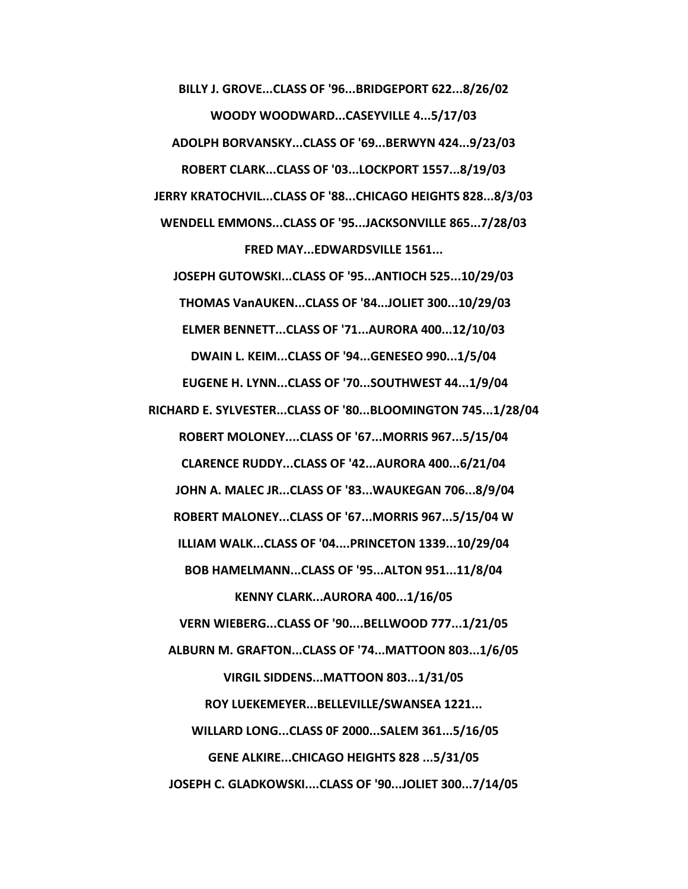**BILLY J. GROVE...CLASS OF '96...BRIDGEPORT 622...8/26/02**

**WOODY WOODWARD...CASEYVILLE 4...5/17/03**

**ADOLPH BORVANSKY...CLASS OF '69...BERWYN 424...9/23/03**

**ROBERT CLARK...CLASS OF '03...LOCKPORT 1557...8/19/03**

**JERRY KRATOCHVIL...CLASS OF '88...CHICAGO HEIGHTS 828...8/3/03**

**WENDELL EMMONS...CLASS OF '95...JACKSONVILLE 865...7/28/03**

**FRED MAY...EDWARDSVILLE 1561...**

**JOSEPH GUTOWSKI...CLASS OF '95...ANTIOCH 525...10/29/03**

**THOMAS VanAUKEN...CLASS OF '84...JOLIET 300...10/29/03**

**ELMER BENNETT...CLASS OF '71...AURORA 400...12/10/03**

**DWAIN L. KEIM...CLASS OF '94...GENESEO 990...1/5/04**

**EUGENE H. LYNN...CLASS OF '70...SOUTHWEST 44...1/9/04**

**RICHARD E. SYLVESTER...CLASS OF '80...BLOOMINGTON 745...1/28/04**

**ROBERT MOLONEY....CLASS OF '67...MORRIS 967...5/15/04**

**CLARENCE RUDDY...CLASS OF '42...AURORA 400...6/21/04**

**JOHN A. MALEC JR...CLASS OF '83...WAUKEGAN 706...8/9/04**

**ROBERT MALONEY...CLASS OF '67...MORRIS 967...5/15/04 W**

**ILLIAM WALK...CLASS OF '04....PRINCETON 1339...10/29/04**

**BOB HAMELMANN...CLASS OF '95...ALTON 951...11/8/04**

**KENNY CLARK...AURORA 400...1/16/05**

**VERN WIEBERG...CLASS OF '90....BELLWOOD 777...1/21/05**

**ALBURN M. GRAFTON...CLASS OF '74...MATTOON 803...1/6/05**

**VIRGIL SIDDENS...MATTOON 803...1/31/05**

**ROY LUEKEMEYER...BELLEVILLE/SWANSEA 1221...**

**WILLARD LONG...CLASS 0F 2000...SALEM 361...5/16/05**

**GENE ALKIRE...CHICAGO HEIGHTS 828 ...5/31/05**

**JOSEPH C. GLADKOWSKI....CLASS OF '90...JOLIET 300...7/14/05**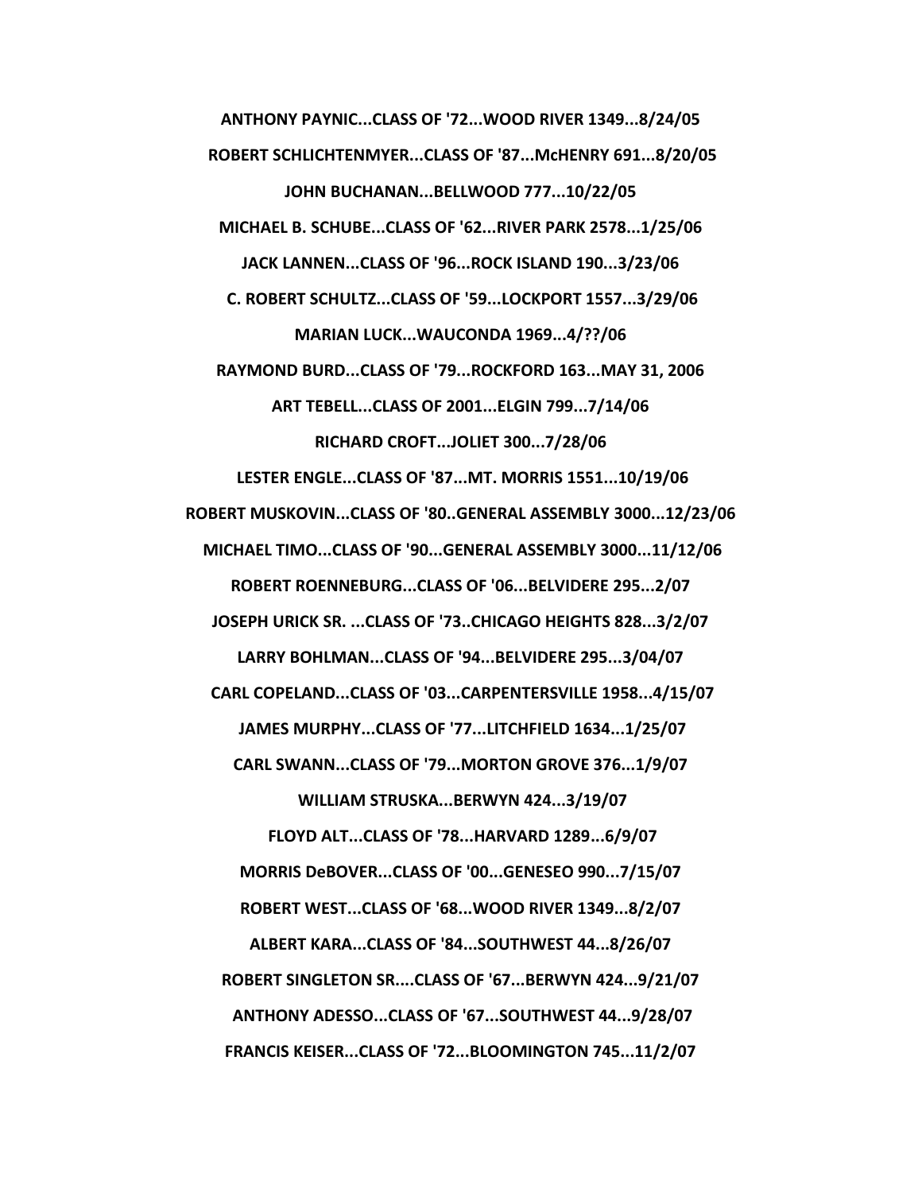**ANTHONY PAYNIC...CLASS OF '72...WOOD RIVER 1349...8/24/05**

**ROBERT SCHLICHTENMYER...CLASS OF '87...McHENRY 691...8/20/05**

**JOHN BUCHANAN...BELLWOOD 777...10/22/05**

**MICHAEL B. SCHUBE...CLASS OF '62...RIVER PARK 2578...1/25/06**

**JACK LANNEN...CLASS OF '96...ROCK ISLAND 190...3/23/06**

**C. ROBERT SCHULTZ...CLASS OF '59...LOCKPORT 1557...3/29/06**

**MARIAN LUCK...WAUCONDA 1969...4/??/06**

**RAYMOND BURD...CLASS OF '79...ROCKFORD 163...MAY 31, 2006**

**ART TEBELL...CLASS OF 2001...ELGIN 799...7/14/06**

**RICHARD CROFT...JOLIET 300...7/28/06**

**LESTER ENGLE...CLASS OF '87...MT. MORRIS 1551...10/19/06**

**ROBERT MUSKOVIN...CLASS OF '80..GENERAL ASSEMBLY 3000...12/23/06**

**MICHAEL TIMO...CLASS OF '90...GENERAL ASSEMBLY 3000...11/12/06**

**ROBERT ROENNEBURG...CLASS OF '06...BELVIDERE 295...2/07**

**JOSEPH URICK SR. ...CLASS OF '73..CHICAGO HEIGHTS 828...3/2/07**

**LARRY BOHLMAN...CLASS OF '94...BELVIDERE 295...3/04/07**

**CARL COPELAND...CLASS OF '03...CARPENTERSVILLE 1958...4/15/07**

**JAMES MURPHY...CLASS OF '77...LITCHFIELD 1634...1/25/07**

**CARL SWANN...CLASS OF '79...MORTON GROVE 376...1/9/07**

**WILLIAM STRUSKA...BERWYN 424...3/19/07**

**FLOYD ALT...CLASS OF '78...HARVARD 1289...6/9/07**

**MORRIS DeBOVER...CLASS OF '00...GENESEO 990...7/15/07**

**ROBERT WEST...CLASS OF '68...WOOD RIVER 1349...8/2/07**

**ALBERT KARA...CLASS OF '84...SOUTHWEST 44...8/26/07**

**ROBERT SINGLETON SR....CLASS OF '67...BERWYN 424...9/21/07**

**ANTHONY ADESSO...CLASS OF '67...SOUTHWEST 44...9/28/07**

**FRANCIS KEISER...CLASS OF '72...BLOOMINGTON 745...11/2/07**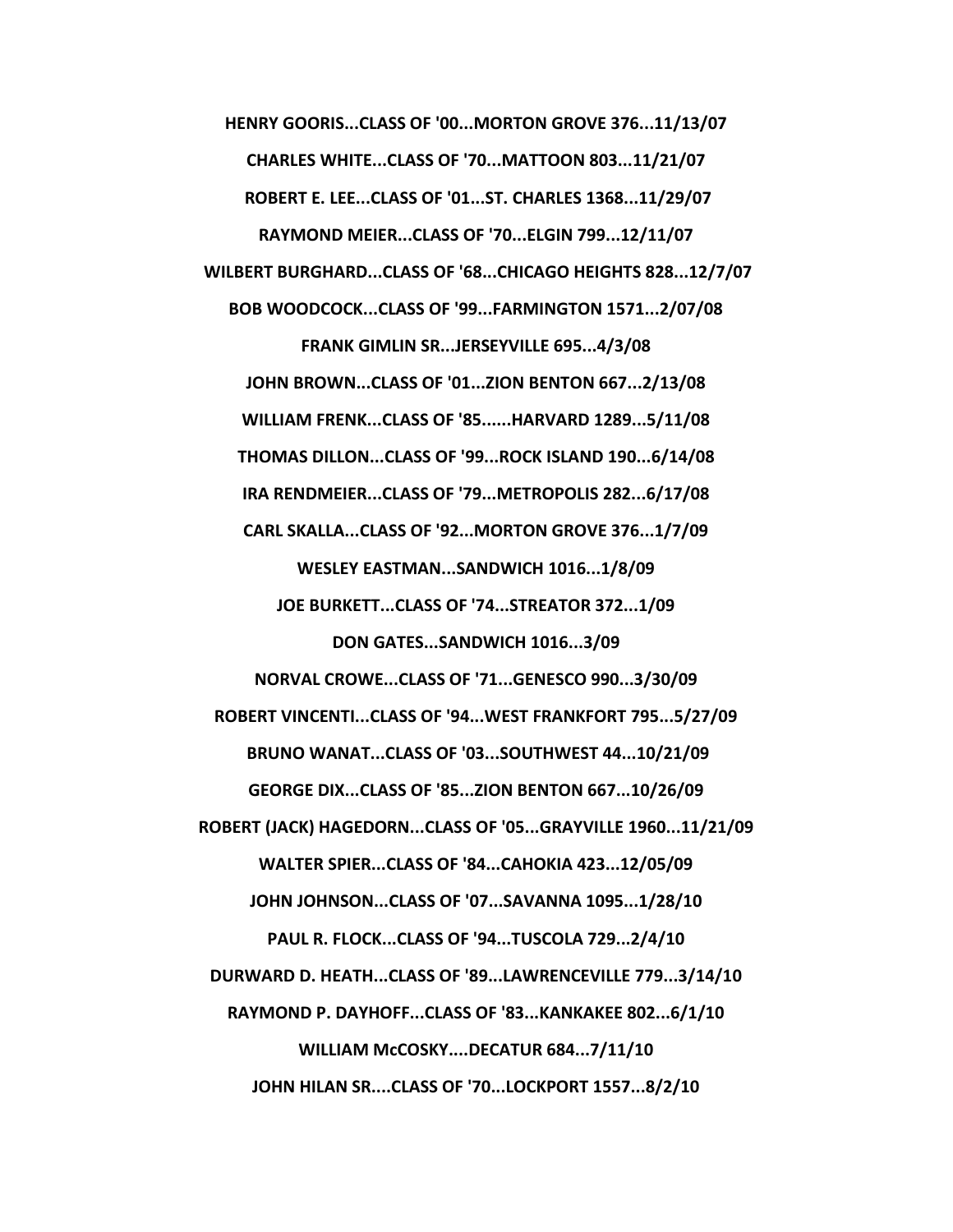**HENRY GOORIS...CLASS OF '00...MORTON GROVE 376...11/13/07**

**CHARLES WHITE...CLASS OF '70...MATTOON 803...11/21/07**

**ROBERT E. LEE...CLASS OF '01...ST. CHARLES 1368...11/29/07**

**RAYMOND MEIER...CLASS OF '70...ELGIN 799...12/11/07**

**WILBERT BURGHARD...CLASS OF '68...CHICAGO HEIGHTS 828...12/7/07**

**BOB WOODCOCK...CLASS OF '99...FARMINGTON 1571...2/07/08**

**FRANK GIMLIN SR...JERSEYVILLE 695...4/3/08**

**JOHN BROWN...CLASS OF '01...ZION BENTON 667...2/13/08**

**WILLIAM FRENK...CLASS OF '85......HARVARD 1289...5/11/08**

**THOMAS DILLON...CLASS OF '99...ROCK ISLAND 190...6/14/08**

**IRA RENDMEIER...CLASS OF '79...METROPOLIS 282...6/17/08**

**CARL SKALLA...CLASS OF '92...MORTON GROVE 376...1/7/09**

**WESLEY EASTMAN...SANDWICH 1016...1/8/09**

**JOE BURKETT...CLASS OF '74...STREATOR 372...1/09**

**DON GATES...SANDWICH 1016...3/09**

**NORVAL CROWE...CLASS OF '71...GENESCO 990...3/30/09**

**ROBERT VINCENTI...CLASS OF '94...WEST FRANKFORT 795...5/27/09**

**BRUNO WANAT...CLASS OF '03...SOUTHWEST 44...10/21/09**

**GEORGE DIX...CLASS OF '85...ZION BENTON 667...10/26/09**

**ROBERT (JACK) HAGEDORN...CLASS OF '05...GRAYVILLE 1960...11/21/09**

**WALTER SPIER...CLASS OF '84...CAHOKIA 423...12/05/09**

**JOHN JOHNSON...CLASS OF '07...SAVANNA 1095...1/28/10**

**PAUL R. FLOCK...CLASS OF '94...TUSCOLA 729...2/4/10**

**DURWARD D. HEATH...CLASS OF '89...LAWRENCEVILLE 779...3/14/10**

**RAYMOND P. DAYHOFF...CLASS OF '83...KANKAKEE 802...6/1/10**

**WILLIAM McCOSKY....DECATUR 684...7/11/10**

**JOHN HILAN SR....CLASS OF '70...LOCKPORT 1557...8/2/10**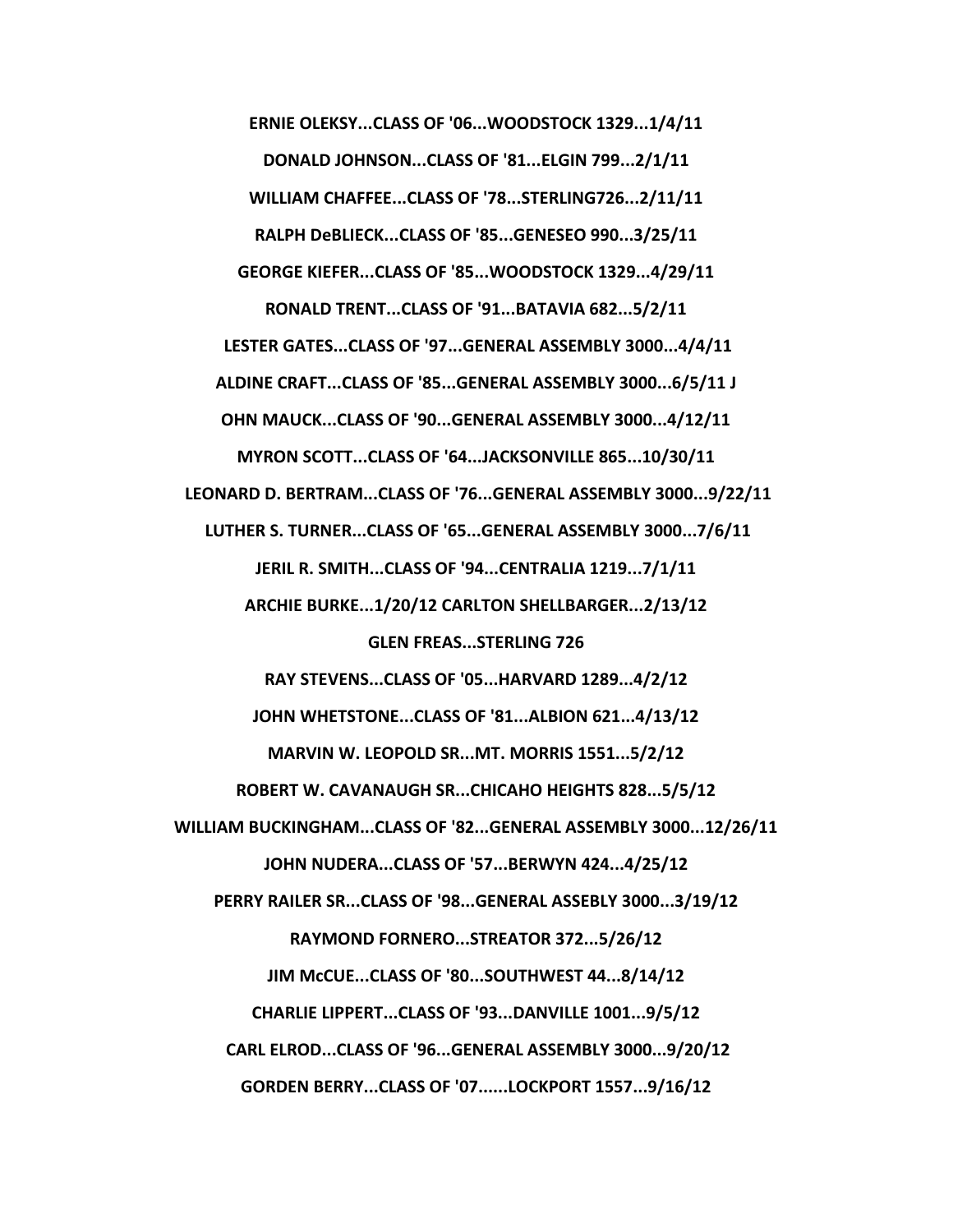**ERNIE OLEKSY...CLASS OF '06...WOODSTOCK 1329...1/4/11**

**DONALD JOHNSON...CLASS OF '81...ELGIN 799...2/1/11**

**WILLIAM CHAFFEE...CLASS OF '78...STERLING726...2/11/11**

**RALPH DeBLIECK...CLASS OF '85...GENESEO 990...3/25/11**

**GEORGE KIEFER...CLASS OF '85...WOODSTOCK 1329...4/29/11**

**RONALD TRENT...CLASS OF '91...BATAVIA 682...5/2/11**

**LESTER GATES...CLASS OF '97...GENERAL ASSEMBLY 3000...4/4/11**

**ALDINE CRAFT...CLASS OF '85...GENERAL ASSEMBLY 3000...6/5/11 J**

**OHN MAUCK...CLASS OF '90...GENERAL ASSEMBLY 3000...4/12/11**

**MYRON SCOTT...CLASS OF '64...JACKSONVILLE 865...10/30/11**

**LEONARD D. BERTRAM...CLASS OF '76...GENERAL ASSEMBLY 3000...9/22/11**

**LUTHER S. TURNER...CLASS OF '65...GENERAL ASSEMBLY 3000...7/6/11**

**JERIL R. SMITH...CLASS OF '94...CENTRALIA 1219...7/1/11**

**ARCHIE BURKE...1/20/12 CARLTON SHELLBARGER...2/13/12**

**GLEN FREAS...STERLING 726**

**RAY STEVENS...CLASS OF '05...HARVARD 1289...4/2/12**

**JOHN WHETSTONE...CLASS OF '81...ALBION 621...4/13/12**

**MARVIN W. LEOPOLD SR...MT. MORRIS 1551...5/2/12**

**ROBERT W. CAVANAUGH SR...CHICAHO HEIGHTS 828...5/5/12**

**WILLIAM BUCKINGHAM...CLASS OF '82...GENERAL ASSEMBLY 3000...12/26/11**

**JOHN NUDERA...CLASS OF '57...BERWYN 424...4/25/12**

**PERRY RAILER SR...CLASS OF '98...GENERAL ASSEBLY 3000...3/19/12**

**RAYMOND FORNERO...STREATOR 372...5/26/12**

**JIM McCUE...CLASS OF '80...SOUTHWEST 44...8/14/12**

**CHARLIE LIPPERT...CLASS OF '93...DANVILLE 1001...9/5/12**

**CARL ELROD...CLASS OF '96...GENERAL ASSEMBLY 3000...9/20/12**

**GORDEN BERRY...CLASS OF '07......LOCKPORT 1557...9/16/12**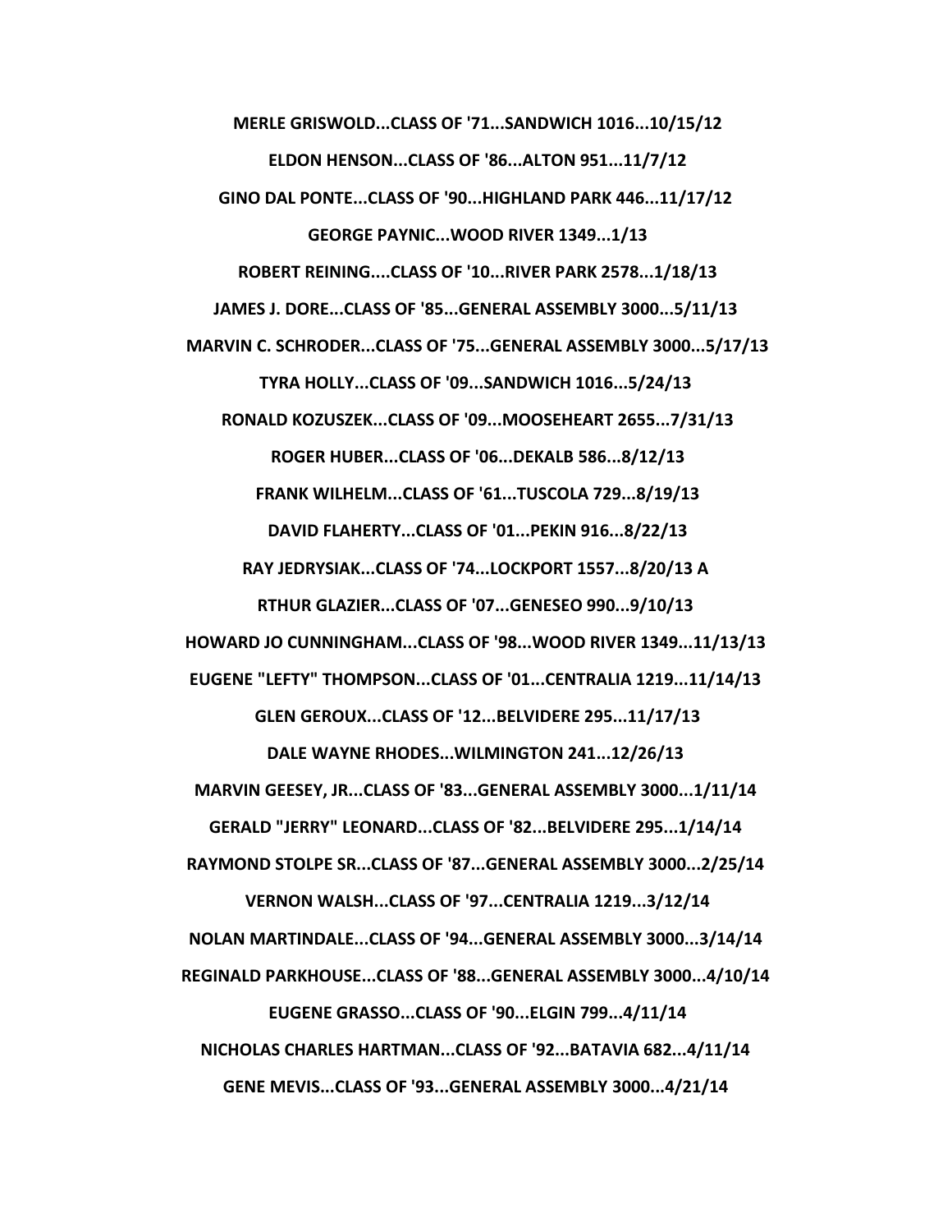**MERLE GRISWOLD...CLASS OF '71...SANDWICH 1016...10/15/12**

**ELDON HENSON...CLASS OF '86...ALTON 951...11/7/12**

**GINO DAL PONTE...CLASS OF '90...HIGHLAND PARK 446...11/17/12**

**GEORGE PAYNIC...WOOD RIVER 1349...1/13**

**ROBERT REINING....CLASS OF '10...RIVER PARK 2578...1/18/13**

**JAMES J. DORE...CLASS OF '85...GENERAL ASSEMBLY 3000...5/11/13**

**MARVIN C. SCHRODER...CLASS OF '75...GENERAL ASSEMBLY 3000...5/17/13**

**TYRA HOLLY...CLASS OF '09...SANDWICH 1016...5/24/13**

**RONALD KOZUSZEK...CLASS OF '09...MOOSEHEART 2655...7/31/13**

**ROGER HUBER...CLASS OF '06...DEKALB 586...8/12/13**

**FRANK WILHELM...CLASS OF '61...TUSCOLA 729...8/19/13**

**DAVID FLAHERTY...CLASS OF '01...PEKIN 916...8/22/13**

**RAY JEDRYSIAK...CLASS OF '74...LOCKPORT 1557...8/20/13 A**

**RTHUR GLAZIER...CLASS OF '07...GENESEO 990...9/10/13**

**HOWARD JO CUNNINGHAM...CLASS OF '98...WOOD RIVER 1349...11/13/13**

**EUGENE "LEFTY" THOMPSON...CLASS OF '01...CENTRALIA 1219...11/14/13**

**GLEN GEROUX...CLASS OF '12...BELVIDERE 295...11/17/13**

**DALE WAYNE RHODES...WILMINGTON 241...12/26/13**

**MARVIN GEESEY, JR...CLASS OF '83...GENERAL ASSEMBLY 3000...1/11/14**

**GERALD "JERRY" LEONARD...CLASS OF '82...BELVIDERE 295...1/14/14**

**RAYMOND STOLPE SR...CLASS OF '87...GENERAL ASSEMBLY 3000...2/25/14**

**VERNON WALSH...CLASS OF '97...CENTRALIA 1219...3/12/14**

**NOLAN MARTINDALE...CLASS OF '94...GENERAL ASSEMBLY 3000...3/14/14**

**REGINALD PARKHOUSE...CLASS OF '88...GENERAL ASSEMBLY 3000...4/10/14**

**EUGENE GRASSO...CLASS OF '90...ELGIN 799...4/11/14**

**NICHOLAS CHARLES HARTMAN...CLASS OF '92...BATAVIA 682...4/11/14**

**GENE MEVIS...CLASS OF '93...GENERAL ASSEMBLY 3000...4/21/14**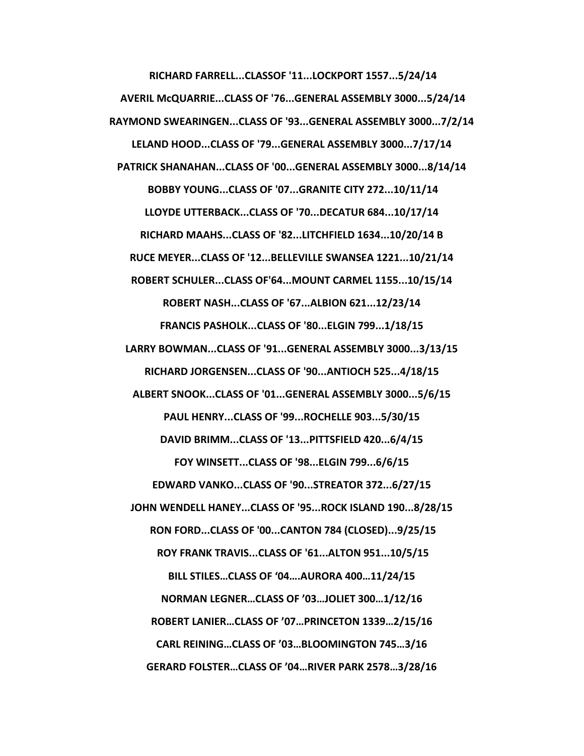**RICHARD FARRELL...CLASSOF '11...LOCKPORT 1557...5/24/14**

**AVERIL McQUARRIE...CLASS OF '76...GENERAL ASSEMBLY 3000...5/24/14**

**RAYMOND SWEARINGEN...CLASS OF '93...GENERAL ASSEMBLY 3000...7/2/14**

**LELAND HOOD...CLASS OF '79...GENERAL ASSEMBLY 3000...7/17/14**

**PATRICK SHANAHAN...CLASS OF '00...GENERAL ASSEMBLY 3000...8/14/14**

**BOBBY YOUNG...CLASS OF '07...GRANITE CITY 272...10/11/14**

**LLOYDE UTTERBACK...CLASS OF '70...DECATUR 684...10/17/14**

**RICHARD MAAHS...CLASS OF '82...LITCHFIELD 1634...10/20/14 B**

**RUCE MEYER...CLASS OF '12...BELLEVILLE SWANSEA 1221...10/21/14**

**ROBERT SCHULER...CLASS OF'64...MOUNT CARMEL 1155...10/15/14**

**ROBERT NASH...CLASS OF '67...ALBION 621...12/23/14**

**FRANCIS PASHOLK...CLASS OF '80...ELGIN 799...1/18/15**

**LARRY BOWMAN...CLASS OF '91...GENERAL ASSEMBLY 3000...3/13/15**

**RICHARD JORGENSEN...CLASS OF '90...ANTIOCH 525...4/18/15**

**ALBERT SNOOK...CLASS OF '01...GENERAL ASSEMBLY 3000...5/6/15**

**PAUL HENRY...CLASS OF '99...ROCHELLE 903...5/30/15**

**DAVID BRIMM...CLASS OF '13...PITTSFIELD 420...6/4/15**

**FOY WINSETT...CLASS OF '98...ELGIN 799...6/6/15**

**EDWARD VANKO...CLASS OF '90...STREATOR 372...6/27/15**

**JOHN WENDELL HANEY...CLASS OF '95...ROCK ISLAND 190...8/28/15**

**RON FORD...CLASS OF '00...CANTON 784 (CLOSED)...9/25/15**

**ROY FRANK TRAVIS...CLASS OF '61...ALTON 951...10/5/15**

**BILL STILES…CLASS OF '04….AURORA 400…11/24/15**

**NORMAN LEGNER…CLASS OF '03…JOLIET 300…1/12/16**

**ROBERT LANIER…CLASS OF '07…PRINCETON 1339…2/15/16**

**CARL REINING…CLASS OF '03…BLOOMINGTON 745…3/16**

**GERARD FOLSTER…CLASS OF '04…RIVER PARK 2578…3/28/16**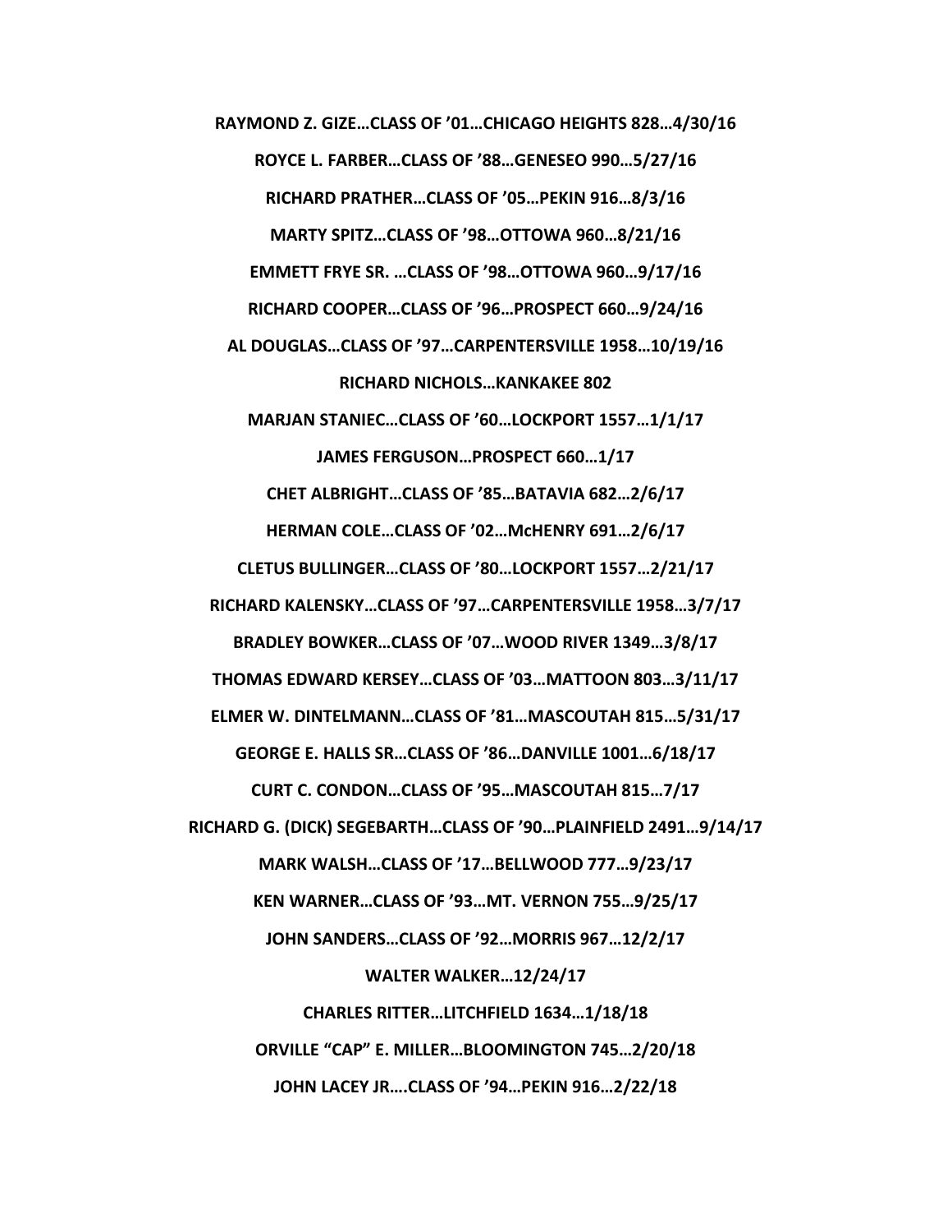**RAYMOND Z. GIZE…CLASS OF '01…CHICAGO HEIGHTS 828…4/30/16**

**ROYCE L. FARBER…CLASS OF '88…GENESEO 990…5/27/16**

**RICHARD PRATHER…CLASS OF '05…PEKIN 916…8/3/16**

**MARTY SPITZ…CLASS OF '98…OTTOWA 960…8/21/16**

**EMMETT FRYE SR. …CLASS OF '98…OTTOWA 960…9/17/16**

**RICHARD COOPER…CLASS OF '96…PROSPECT 660…9/24/16**

**AL DOUGLAS…CLASS OF '97…CARPENTERSVILLE 1958…10/19/16**

**RICHARD NICHOLS…KANKAKEE 802**

**MARJAN STANIEC…CLASS OF '60…LOCKPORT 1557…1/1/17**

**JAMES FERGUSON…PROSPECT 660…1/17**

**CHET ALBRIGHT…CLASS OF '85…BATAVIA 682…2/6/17**

**HERMAN COLE…CLASS OF '02…McHENRY 691…2/6/17**

**CLETUS BULLINGER…CLASS OF '80…LOCKPORT 1557…2/21/17**

**RICHARD KALENSKY…CLASS OF '97…CARPENTERSVILLE 1958…3/7/17**

**BRADLEY BOWKER…CLASS OF '07…WOOD RIVER 1349…3/8/17**

**THOMAS EDWARD KERSEY…CLASS OF '03…MATTOON 803…3/11/17**

**ELMER W. DINTELMANN…CLASS OF '81…MASCOUTAH 815…5/31/17**

**GEORGE E. HALLS SR…CLASS OF '86…DANVILLE 1001…6/18/17**

**CURT C. CONDON…CLASS OF '95…MASCOUTAH 815…7/17**

**RICHARD G. (DICK) SEGEBARTH…CLASS OF '90…PLAINFIELD 2491…9/14/17**

**MARK WALSH…CLASS OF '17…BELLWOOD 777…9/23/17**

**KEN WARNER…CLASS OF '93…MT. VERNON 755…9/25/17**

**JOHN SANDERS…CLASS OF '92…MORRIS 967…12/2/17**

**WALTER WALKER…12/24/17**

**CHARLES RITTER…LITCHFIELD 1634…1/18/18**

**ORVILLE "CAP" E. MILLER…BLOOMINGTON 745…2/20/18**

**JOHN LACEY JR….CLASS OF '94…PEKIN 916…2/22/18**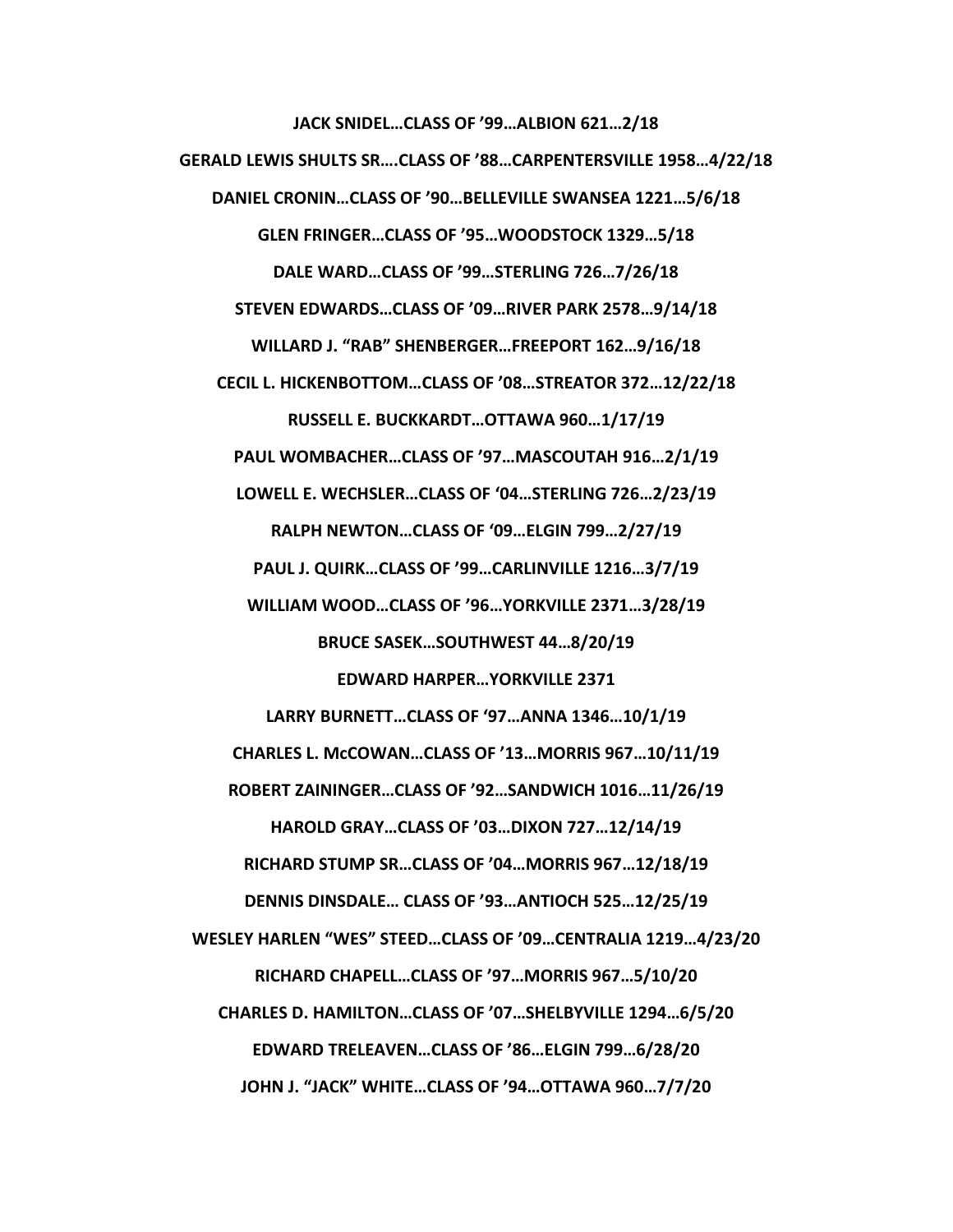**JACK SNIDEL…CLASS OF ’99…ALBION 621…2/18**

**GERALD LEWIS SHULTS SR….CLASS OF ’88…CARPENTERSVILLE 1958…4/22/18**

**DANIEL CRONIN…CLASS OF ’90…BELLEVILLE SWANSEA 1221…5/6/18**

**GLEN FRINGER…CLASS OF ’95…WOODSTOCK 1329…5/18**

**DALE WARD…CLASS OF ’99…STERLING 726…7/26/18**

**STEVEN EDWARDS…CLASS OF ’09…RIVER PARK 2578…9/14/18**

**WILLARD J. “RAB” SHENBERGER…FREEPORT 162…9/16/18**

**CECIL L. HICKENBOTTOM…CLASS OF ’08…STREATOR 372…12/22/18**

**RUSSELL E. BUCKKARDT…OTTAWA 960…1/17/19**

**PAUL WOMBACHER…CLASS OF ’97…MASCOUTAH 916…2/1/19**

**LOWELL E. WECHSLER…CLASS OF ‘04…STERLING 726…2/23/19**

**RALPH NEWTON…CLASS OF ‘09…ELGIN 799…2/27/19**

**PAUL J. QUIRK…CLASS OF ’99…CARLINVILLE 1216…3/7/19**

**WILLIAM WOOD…CLASS OF ’96…YORKVILLE 2371…3/28/19**

**BRUCE SASEK…SOUTHWEST 44…8/20/19**

**EDWARD HARPER…YORKVILLE 2371**

**LARRY BURNETT…CLASS OF ‘97…ANNA 1346…10/1/19**

**CHARLES L. McCOWAN…CLASS OF ’13…MORRIS 967…10/11/19**

**ROBERT ZAININGER…CLASS OF ’92…SANDWICH 1016…11/26/19**

**HAROLD GRAY…CLASS OF ’03…DIXON 727…12/14/19**

**RICHARD STUMP SR…CLASS OF ’04…MORRIS 967…12/18/19**

**DENNIS DINSDALE… CLASS OF ’93…ANTIOCH 525…12/25/19**

**WESLEY HARLEN “WES” STEED…CLASS OF ’09…CENTRALIA 1219…4/23/20**

**RICHARD CHAPELL…CLASS OF ’97…MORRIS 967…5/10/20**

**CHARLES D. HAMILTON…CLASS OF ’07…SHELBYVILLE 1294…6/5/20**

**EDWARD TRELEAVEN…CLASS OF ’86…ELGIN 799…6/28/20**

**JOHN J. “JACK” WHITE…CLASS OF ’94…OTTAWA 960…7/7/20**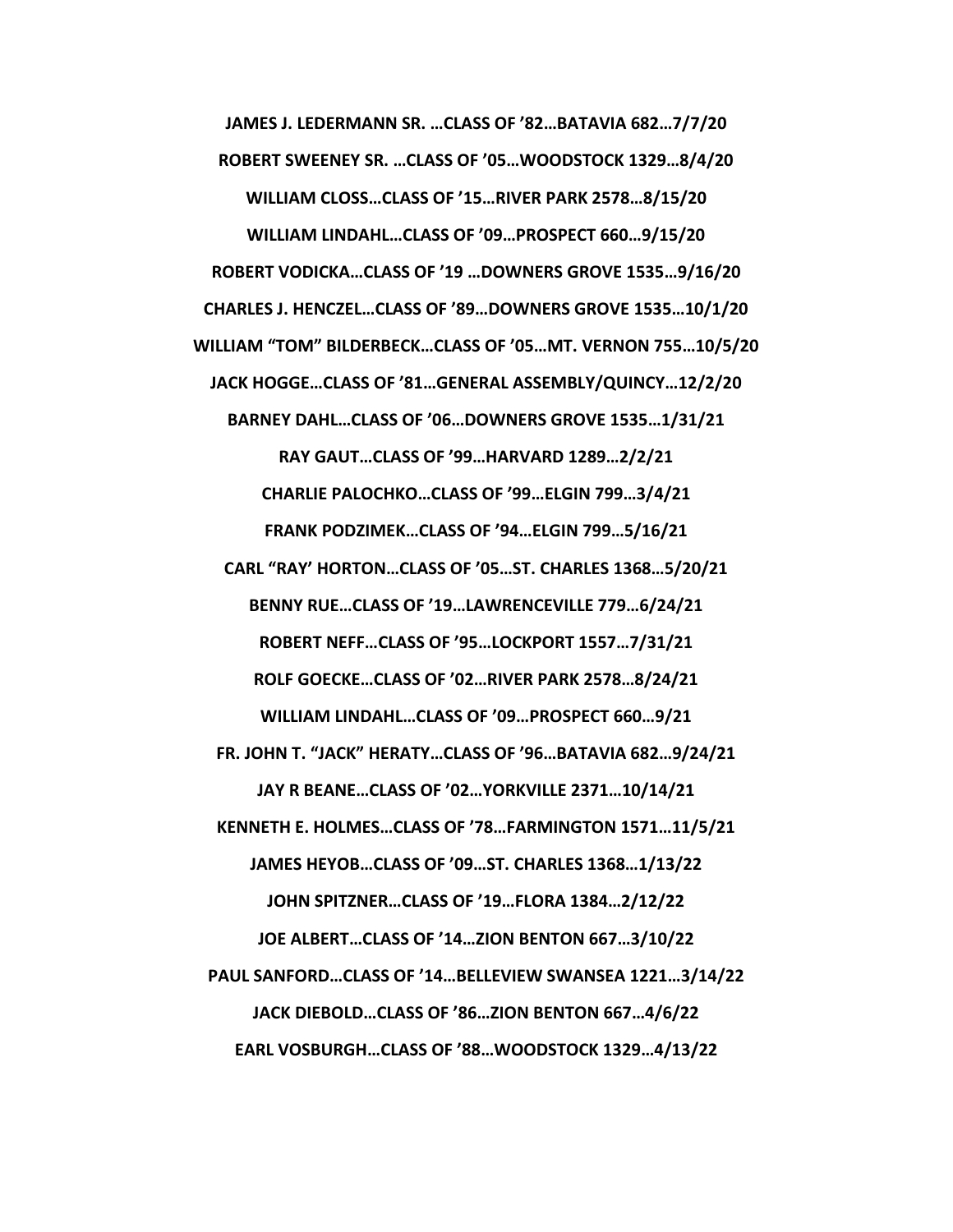**JAMES J. LEDERMANN SR. …CLASS OF ’82…BATAVIA 682…7/7/20**

**ROBERT SWEENEY SR. …CLASS OF ’05…WOODSTOCK 1329…8/4/20**

**WILLIAM CLOSS…CLASS OF ’15…RIVER PARK 2578…8/15/20**

**WILLIAM LINDAHL…CLASS OF ’09…PROSPECT 660…9/15/20**

**ROBERT VODICKA…CLASS OF ’19 …DOWNERS GROVE 1535…9/16/20**

**CHARLES J. HENCZEL…CLASS OF ’89…DOWNERS GROVE 1535…10/1/20**

**WILLIAM “TOM” BILDERBECK…CLASS OF ’05…MT. VERNON 755…10/5/20**

**JACK HOGGE…CLASS OF ’81…GENERAL ASSEMBLY/QUINCY…12/2/20**

**BARNEY DAHL…CLASS OF ’06…DOWNERS GROVE 1535…1/31/21**

**RAY GAUT…CLASS OF ’99…HARVARD 1289…2/2/21**

**CHARLIE PALOCHKO…CLASS OF ’99…ELGIN 799…3/4/21**

**FRANK PODZIMEK…CLASS OF ’94…ELGIN 799…5/16/21**

**CARL “RAY’ HORTON…CLASS OF ’05…ST. CHARLES 1368…5/20/21**

**BENNY RUE…CLASS OF ’19…LAWRENCEVILLE 779…6/24/21**

**ROBERT NEFF…CLASS OF ’95…LOCKPORT 1557…7/31/21**

**ROLF GOECKE…CLASS OF ’02…RIVER PARK 2578…8/24/21**

**WILLIAM LINDAHL…CLASS OF ’09…PROSPECT 660…9/21**

**FR. JOHN T. “JACK” HERATY…CLASS OF ’96…BATAVIA 682…9/24/21**

**JAY R BEANE…CLASS OF ’02…YORKVILLE 2371…10/14/21**

**KENNETH E. HOLMES…CLASS OF ’78…FARMINGTON 1571…11/5/21**

**JAMES HEYOB…CLASS OF ’09…ST. CHARLES 1368…1/13/22**

**JOHN SPITZNER…CLASS OF ’19…FLORA 1384…2/12/22**

**JOE ALBERT…CLASS OF ’14…ZION BENTON 667…3/10/22**

**PAUL SANFORD…CLASS OF ’14…BELLEVIEW SWANSEA 1221…3/14/22**

**JACK DIEBOLD…CLASS OF ’86…ZION BENTON 667…4/6/22**

**EARL VOSBURGH…CLASS OF ’88…WOODSTOCK 1329…4/13/22**